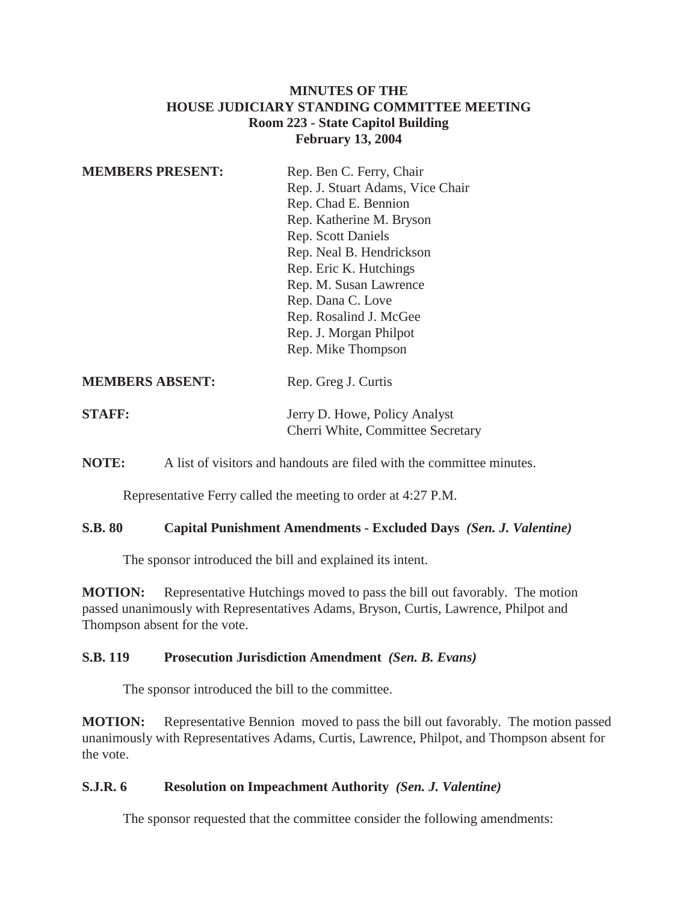# MINUTES OF THE HOUSE JUDICIARY STANDING COMMITTEE MEETING
## Room 223 - State Capitol Building
## February 13, 2004

**MEMBERS PRESENT:**
Rep. Ben C. Ferry, Chair
Rep. J. Stuart Adams, Vice Chair
Rep. Chad E. Bennion
Rep. Katherine M. Bryson
Rep. Scott Daniels
Rep. Neal B. Hendrickson
Rep. Eric K. Hutchings
Rep. M. Susan Lawrence
Rep. Dana C. Love
Rep. Rosalind J. McGee
Rep. J. Morgan Philpot
Rep. Mike Thompson

**MEMBERS ABSENT:**
Rep. Greg J. Curtis

**STAFF:**
Jerry D. Howe, Policy Analyst
Cherri White, Committee Secretary

**NOTE:** A list of visitors and handouts are filed with the committee minutes.

Representative Ferry called the meeting to order at 4:27 P.M.

**S.B. 80 Capital Punishment Amendments - Excluded Days** ***(Sen. J. Valentine)***

The sponsor introduced the bill and explained its intent.

**MOTION:** Representative Hutchings moved to pass the bill out favorably. The motion passed unanimously with Representatives Adams, Bryson, Curtis, Lawrence, Philpot and Thompson absent for the vote.

**S.B. 119 Prosecution Jurisdiction Amendment** ***(Sen. B. Evans)***

The sponsor introduced the bill to the committee.

**MOTION:** Representative Bennion moved to pass the bill out favorably. The motion passed unanimously with Representatives Adams, Curtis, Lawrence, Philpot, and Thompson absent for the vote.

**S.J.R. 6 Resolution on Impeachment Authority** ***(Sen. J. Valentine)***

The sponsor requested that the committee consider the following amendments: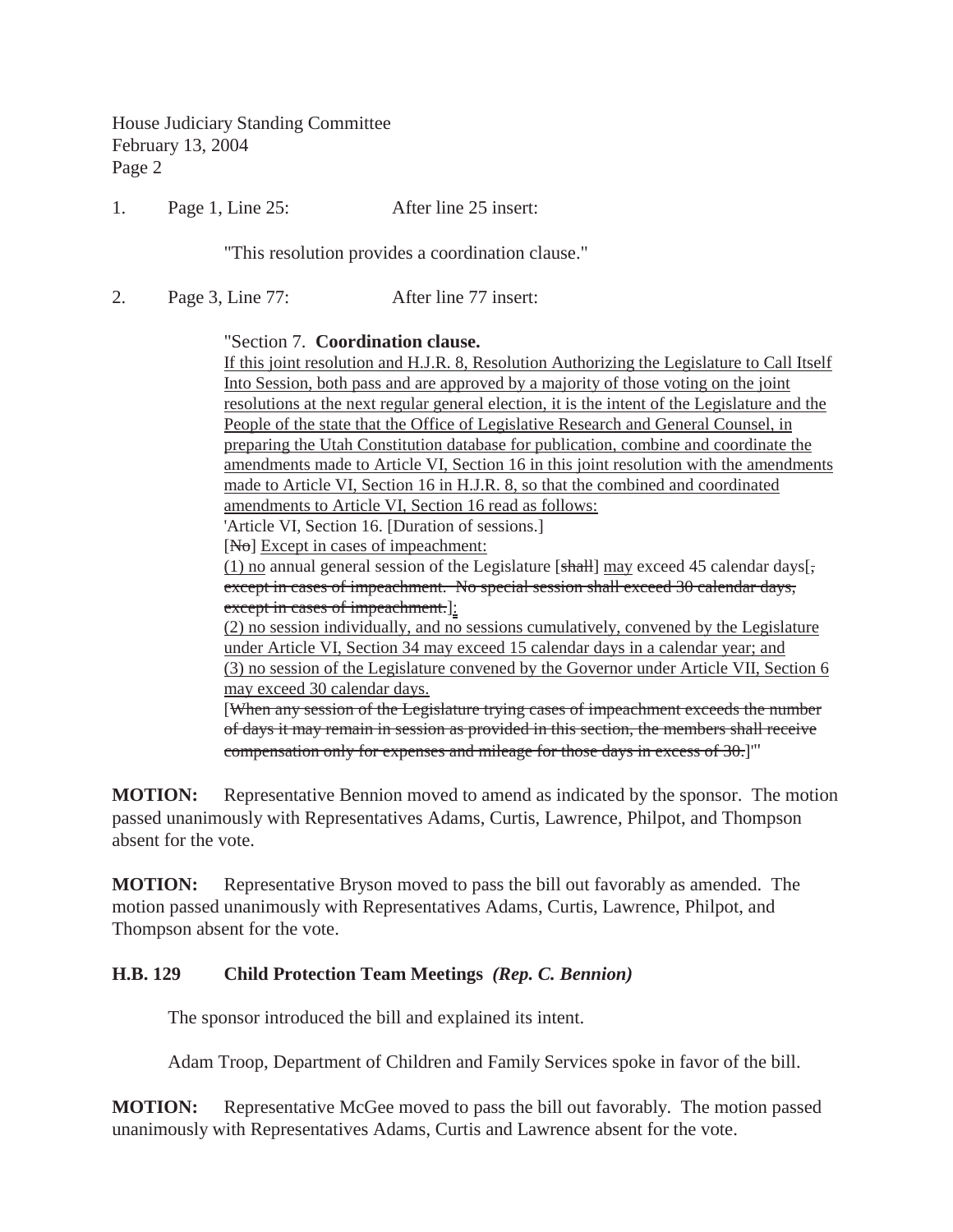1. Page 1, Line 25: After line 25 insert:

   "This resolution provides a coordination clause."

2. Page 3, Line 77: After line 77 insert:

   "Section 7. **Coordination clause.**
   <u>If this joint resolution and H.J.R. 8, Resolution Authorizing the Legislature to Call Itself Into Session, both pass and are approved by a majority of those voting on the joint resolutions at the next regular general election, it is the intent of the Legislature and the People of the state that the Office of Legislative Research and General Counsel, in preparing the Utah Constitution database for publication, combine and coordinate the amendments made to Article VI, Section 16 in this joint resolution with the amendments made to Article VI, Section 16 in H.J.R. 8, so that the combined and coordinated amendments to Article VI, Section 16 read as follows:</u>
   'Article VI, Section 16. [Duration of sessions.]
   [~~No~~] <u>Except in cases of impeachment:</u>
   <u>(1) no</u> annual general session of the Legislature [~~shall~~] <u>may</u> exceed 45 calendar days[~~, except in cases of impeachment. No special session shall exceed 30 calendar days, except in cases of impeachment.~~]<u>;</u>
   <u>(2) no session individually, and no sessions cumulatively, convened by the Legislature under Article VI, Section 34 may exceed 15 calendar days in a calendar year; and</u>
   <u>(3) no session of the Legislature convened by the Governor under Article VII, Section 6 may exceed 30 calendar days.</u>
   [~~When any session of the Legislature trying cases of impeachment exceeds the number of days it may remain in session as provided in this section, the members shall receive compensation only for expenses and mileage for those days in excess of 30.~~]'"

**MOTION:** Representative Bennion moved to amend as indicated by the sponsor. The motion passed unanimously with Representatives Adams, Curtis, Lawrence, Philpot, and Thompson absent for the vote.

**MOTION:** Representative Bryson moved to pass the bill out favorably as amended. The motion passed unanimously with Representatives Adams, Curtis, Lawrence, Philpot, and Thompson absent for the vote.

### H.B. 129 Child Protection Team Meetings *(Rep. C. Bennion)*

The sponsor introduced the bill and explained its intent.

Adam Troop, Department of Children and Family Services spoke in favor of the bill.

**MOTION:** Representative McGee moved to pass the bill out favorably. The motion passed unanimously with Representatives Adams, Curtis and Lawrence absent for the vote.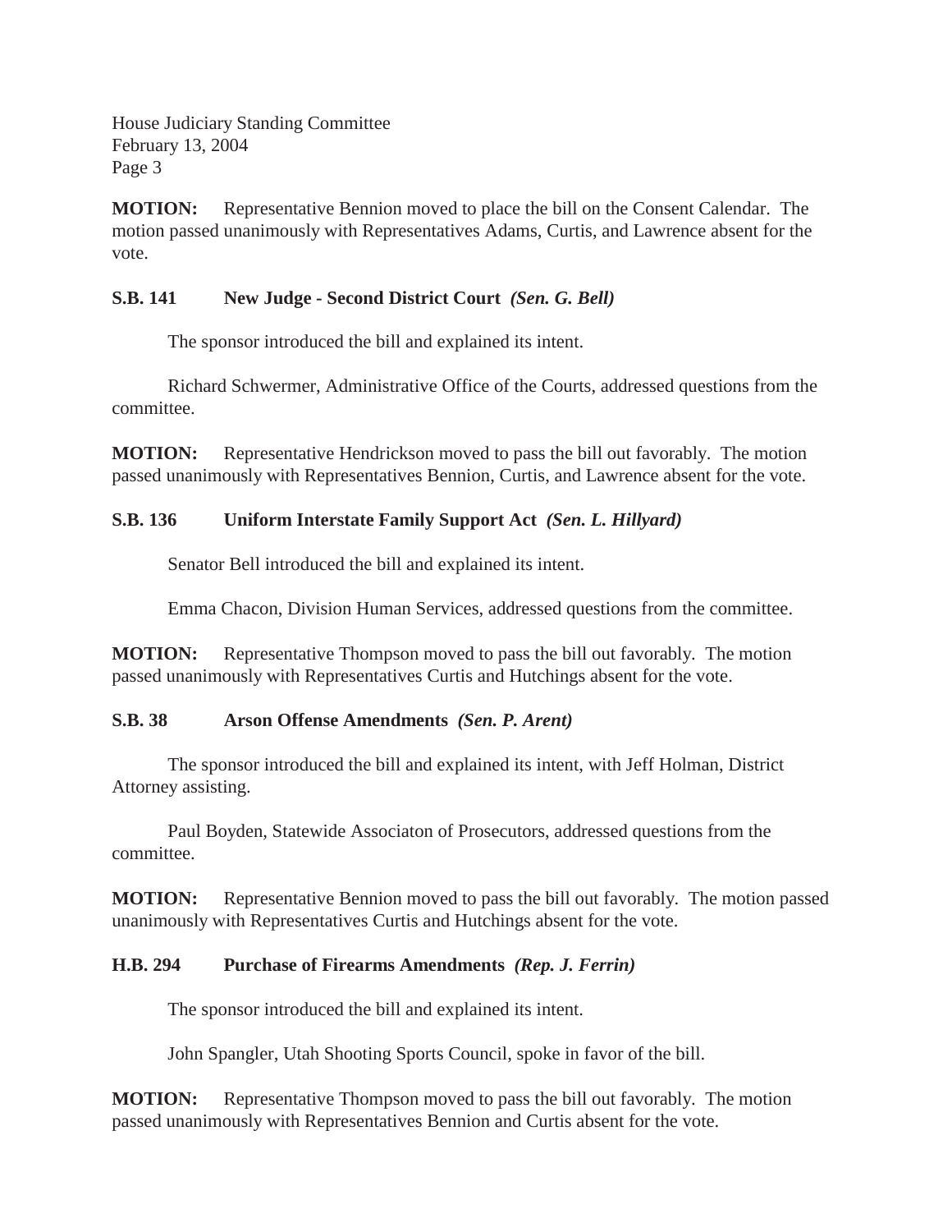**MOTION:** Representative Bennion moved to place the bill on the Consent Calendar. The motion passed unanimously with Representatives Adams, Curtis, and Lawrence absent for the vote.

**S.B. 141 New Judge - Second District Court** ***(Sen. G. Bell)***

The sponsor introduced the bill and explained its intent.

Richard Schwermer, Administrative Office of the Courts, addressed questions from the committee.

**MOTION:** Representative Hendrickson moved to pass the bill out favorably. The motion passed unanimously with Representatives Bennion, Curtis, and Lawrence absent for the vote.

**S.B. 136 Uniform Interstate Family Support Act** ***(Sen. L. Hillyard)***

Senator Bell introduced the bill and explained its intent.

Emma Chacon, Division Human Services, addressed questions from the committee.

**MOTION:** Representative Thompson moved to pass the bill out favorably. The motion passed unanimously with Representatives Curtis and Hutchings absent for the vote.

**S.B. 38 Arson Offense Amendments** ***(Sen. P. Arent)***

The sponsor introduced the bill and explained its intent, with Jeff Holman, District Attorney assisting.

Paul Boyden, Statewide Associaton of Prosecutors, addressed questions from the committee.

**MOTION:** Representative Bennion moved to pass the bill out favorably. The motion passed unanimously with Representatives Curtis and Hutchings absent for the vote.

**H.B. 294 Purchase of Firearms Amendments** ***(Rep. J. Ferrin)***

The sponsor introduced the bill and explained its intent.

John Spangler, Utah Shooting Sports Council, spoke in favor of the bill.

**MOTION:** Representative Thompson moved to pass the bill out favorably. The motion passed unanimously with Representatives Bennion and Curtis absent for the vote.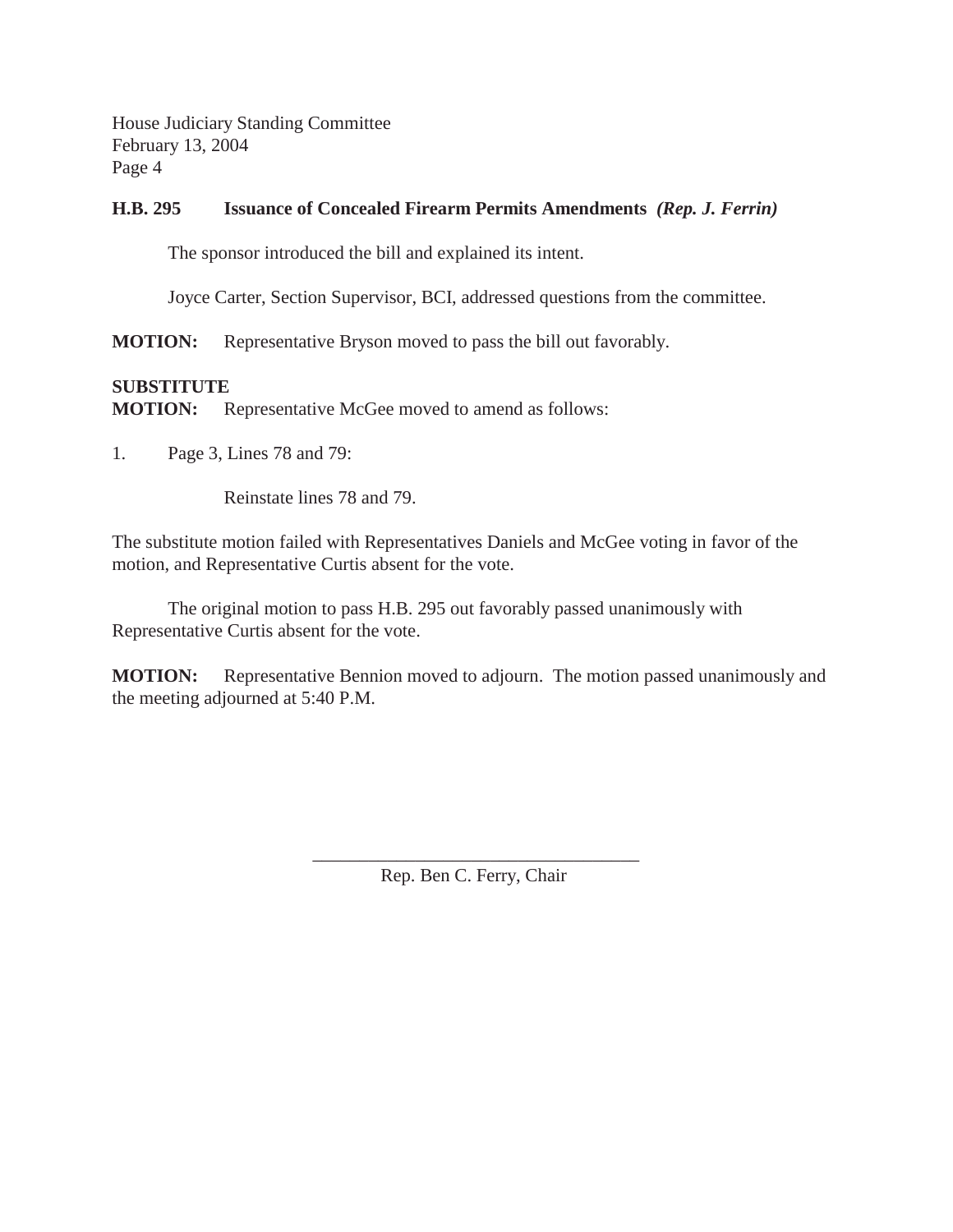**H.B. 295 Issuance of Concealed Firearm Permits Amendments** ***(Rep. J. Ferrin)***

The sponsor introduced the bill and explained its intent.

Joyce Carter, Section Supervisor, BCI, addressed questions from the committee.

**MOTION:** Representative Bryson moved to pass the bill out favorably.

**SUBSTITUTE**
**MOTION:** Representative McGee moved to amend as follows:

1. Page 3, Lines 78 and 79:

   Reinstate lines 78 and 79.

The substitute motion failed with Representatives Daniels and McGee voting in favor of the motion, and Representative Curtis absent for the vote.

The original motion to pass H.B. 295 out favorably passed unanimously with Representative Curtis absent for the vote.

**MOTION:** Representative Bennion moved to adjourn. The motion passed unanimously and the meeting adjourned at 5:40 P.M.

___________________________________

Rep. Ben C. Ferry, Chair